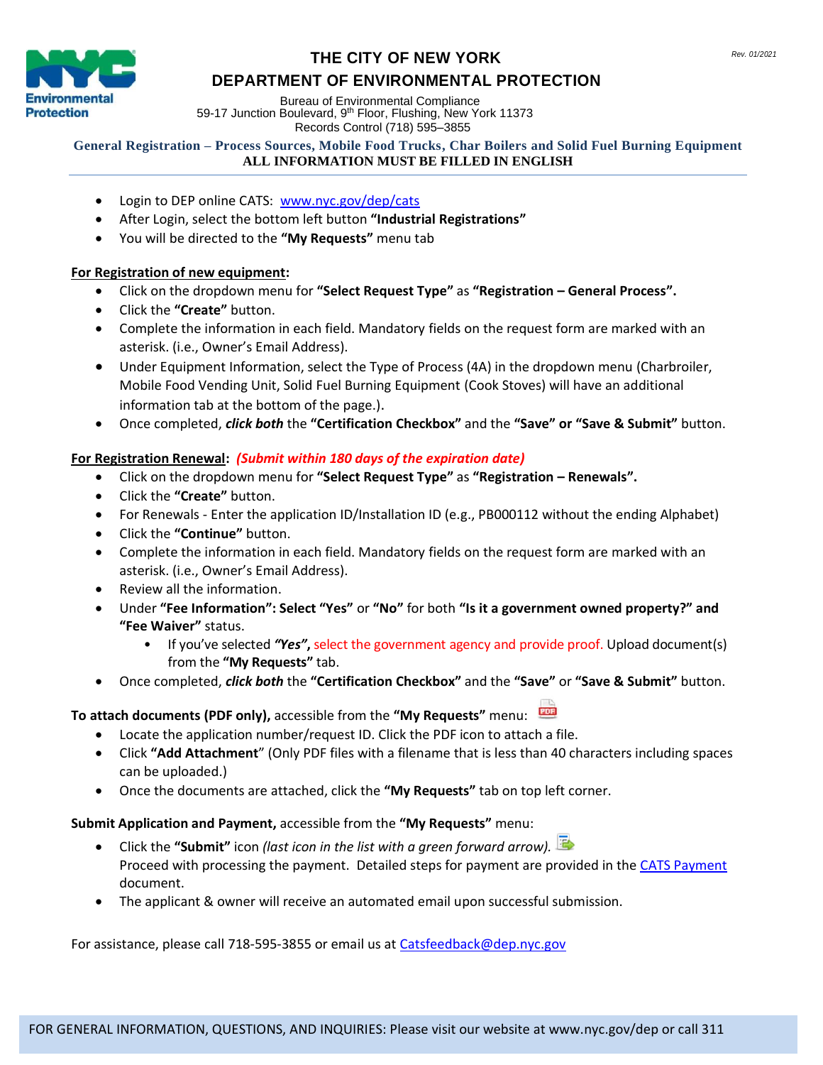# THE CITY OF NEW YORK
# DEPARTMENT OF ENVIRONMENTAL PROTECTION

Rev. 01/2021

Bureau of Environmental Compliance
59-17 Junction Boulevard, 9th Floor, Flushing, New York 11373
Records Control (718) 595–3855

**General Registration – Process Sources, Mobile Food Trucks, Char Boilers and Solid Fuel Burning Equipment**
**ALL INFORMATION MUST BE FILLED IN ENGLISH**

- Login to DEP online CATS: [www.nyc.gov/dep/cats](www.nyc.gov/dep/cats)
- After Login, select the bottom left button **"Industrial Registrations"**
- You will be directed to the **"My Requests"** menu tab

**For Registration of new equipment:**

- Click on the dropdown menu for **"Select Request Type"** as **"Registration – General Process".**
- Click the **"Create"** button.
- Complete the information in each field. Mandatory fields on the request form are marked with an asterisk. (i.e., Owner's Email Address).
- Under Equipment Information, select the Type of Process (4A) in the dropdown menu (Charbroiler, Mobile Food Vending Unit, Solid Fuel Burning Equipment (Cook Stoves) will have an additional information tab at the bottom of the page.).
- Once completed, ***click both*** the **"Certification Checkbox"** and the **"Save" or "Save & Submit"** button.

**For Registration Renewal:** ***(Submit within 180 days of the expiration date)***

- Click on the dropdown menu for **"Select Request Type"** as **"Registration – Renewals".**
- Click the **"Create"** button.
- For Renewals - Enter the application ID/Installation ID (e.g., PB000112 without the ending Alphabet)
- Click the **"Continue"** button.
- Complete the information in each field. Mandatory fields on the request form are marked with an asterisk. (i.e., Owner's Email Address).
- Review all the information.
- Under **"Fee Information": Select "Yes"** or **"No"** for both **"Is it a government owned property?" and "Fee Waiver"** status.
  - If you've selected ***"Yes",*** select the government agency and provide proof. Upload document(s) from the **"My Requests"** tab.
- Once completed, ***click both*** the **"Certification Checkbox"** and the **"Save"** or **"Save & Submit"** button.

**To attach documents (PDF only),** accessible from the **"My Requests"** menu:

- Locate the application number/request ID. Click the PDF icon to attach a file.
- Click **"Add Attachment"** (Only PDF files with a filename that is less than 40 characters including spaces can be uploaded.)
- Once the documents are attached, click the **"My Requests"** tab on top left corner.

**Submit Application and Payment,** accessible from the **"My Requests"** menu:

- Click the **"Submit"** icon *(last icon in the list with a green forward arrow).*
  Proceed with processing the payment. Detailed steps for payment are provided in the CATS Payment document.
- The applicant & owner will receive an automated email upon successful submission.

For assistance, please call 718-595-3855 or email us at Catsfeedback@dep.nyc.gov

FOR GENERAL INFORMATION, QUESTIONS, AND INQUIRIES: Please visit our website at www.nyc.gov/dep or call 311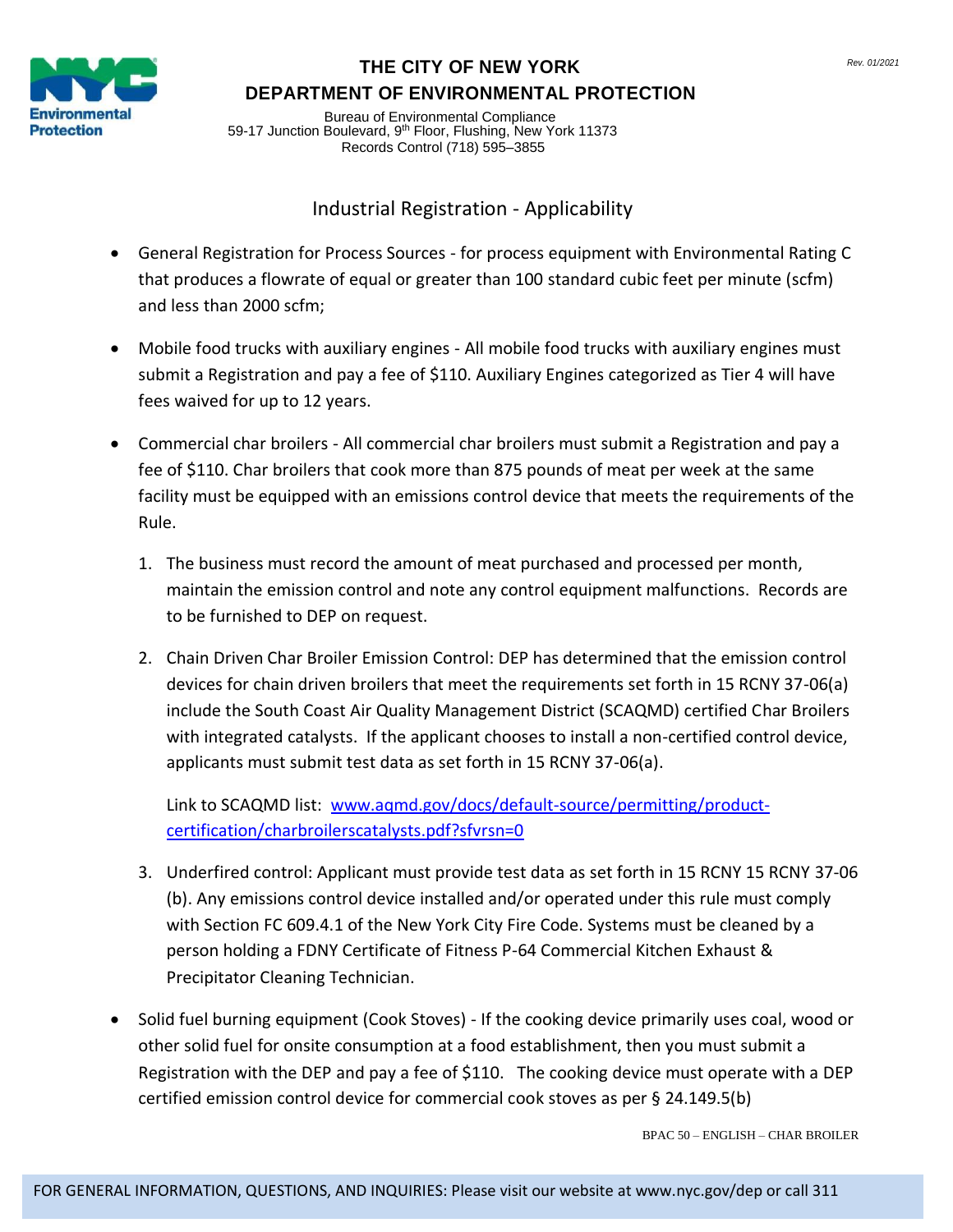# THE CITY OF NEW YORK
# DEPARTMENT OF ENVIRONMENTAL PROTECTION

Bureau of Environmental Compliance
59-17 Junction Boulevard, 9th Floor, Flushing, New York 11373
Records Control (718) 595–3855

## Industrial Registration - Applicability

- General Registration for Process Sources - for process equipment with Environmental Rating C that produces a flowrate of equal or greater than 100 standard cubic feet per minute (scfm) and less than 2000 scfm;

- Mobile food trucks with auxiliary engines - All mobile food trucks with auxiliary engines must submit a Registration and pay a fee of $110. Auxiliary Engines categorized as Tier 4 will have fees waived for up to 12 years.

- Commercial char broilers - All commercial char broilers must submit a Registration and pay a fee of $110. Char broilers that cook more than 875 pounds of meat per week at the same facility must be equipped with an emissions control device that meets the requirements of the Rule.

  1. The business must record the amount of meat purchased and processed per month, maintain the emission control and note any control equipment malfunctions. Records are to be furnished to DEP on request.

  2. Chain Driven Char Broiler Emission Control: DEP has determined that the emission control devices for chain driven broilers that meet the requirements set forth in 15 RCNY 37-06(a) include the South Coast Air Quality Management District (SCAQMD) certified Char Broilers with integrated catalysts. If the applicant chooses to install a non-certified control device, applicants must submit test data as set forth in 15 RCNY 37-06(a).

     Link to SCAQMD list: [www.aqmd.gov/docs/default-source/permitting/product-certification/charbroilerscatalysts.pdf?sfvrsn=0](www.aqmd.gov/docs/default-source/permitting/product-certification/charbroilerscatalysts.pdf?sfvrsn=0)

  3. Underfired control: Applicant must provide test data as set forth in 15 RCNY 15 RCNY 37-06 (b). Any emissions control device installed and/or operated under this rule must comply with Section FC 609.4.1 of the New York City Fire Code. Systems must be cleaned by a person holding a FDNY Certificate of Fitness P-64 Commercial Kitchen Exhaust & Precipitator Cleaning Technician.

- Solid fuel burning equipment (Cook Stoves) - If the cooking device primarily uses coal, wood or other solid fuel for onsite consumption at a food establishment, then you must submit a Registration with the DEP and pay a fee of $110. The cooking device must operate with a DEP certified emission control device for commercial cook stoves as per § 24.149.5(b)

BPAC 50 – ENGLISH – CHAR BROILER

FOR GENERAL INFORMATION, QUESTIONS, AND INQUIRIES: Please visit our website at www.nyc.gov/dep or call 311